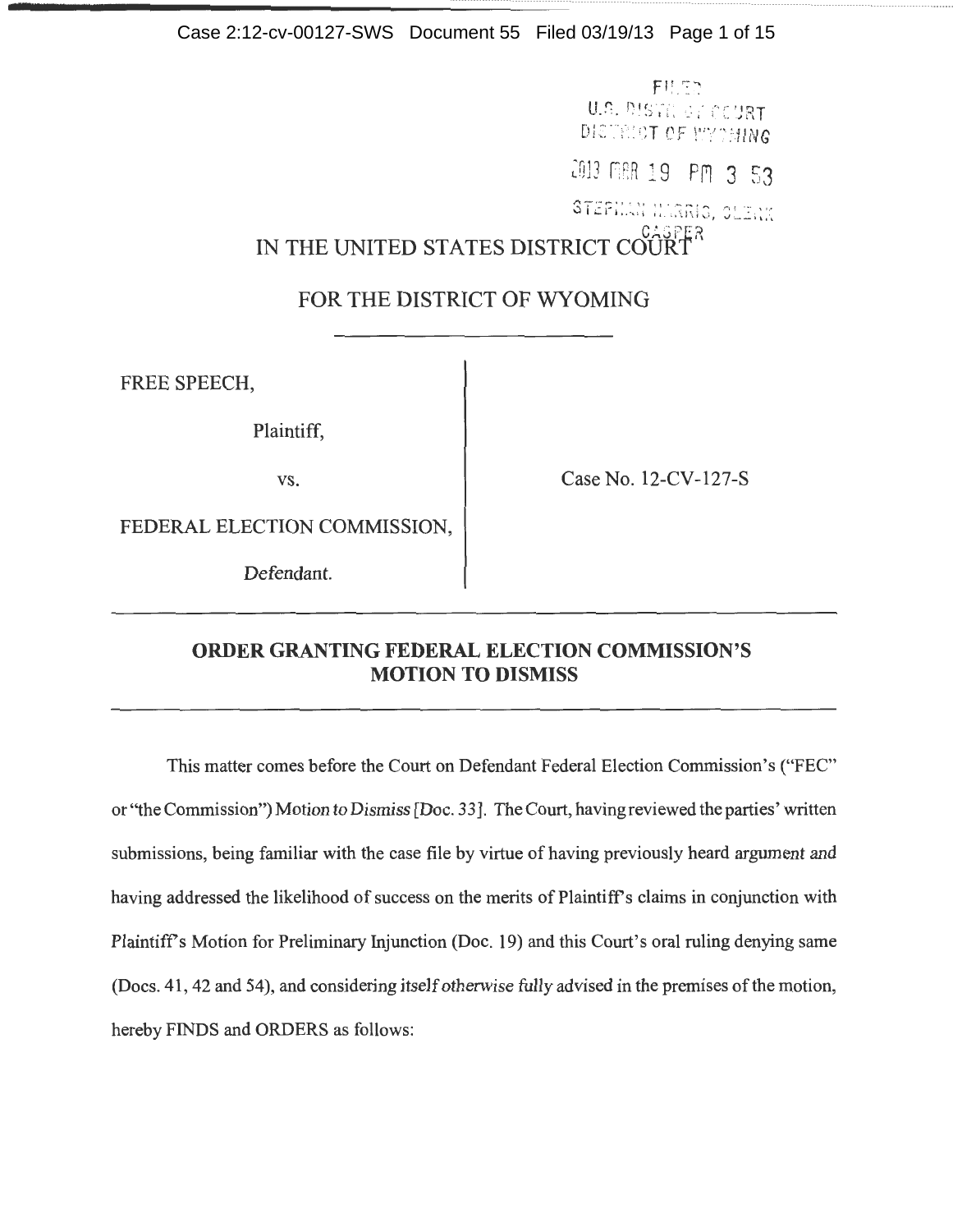FILED
U.S. DISTRICT COURT
DISTRICT OF WYOMING

2013 MAR 19 PM 3 53

STEPHAN HARRIS, CLERK
CASPER

IN THE UNITED STATES DISTRICT COURT

FOR THE DISTRICT OF WYOMING

---

FREE SPEECH,

Plaintiff,

vs.

FEDERAL ELECTION COMMISSION,

Defendant.

Case No. 12-CV-127-S

---

**ORDER GRANTING FEDERAL ELECTION COMMISSION'S MOTION TO DISMISS**

---

This matter comes before the Court on Defendant Federal Election Commission's ("FEC" or "the Commission") *Motion to Dismiss* [Doc. 33]. The Court, having reviewed the parties' written submissions, being familiar with the case file by virtue of having previously heard argument and having addressed the likelihood of success on the merits of Plaintiff's claims in conjunction with Plaintiff's Motion for Preliminary Injunction (Doc. 19) and this Court's oral ruling denying same (Docs. 41, 42 and 54), and considering itself otherwise fully advised in the premises of the motion, hereby FINDS and ORDERS as follows: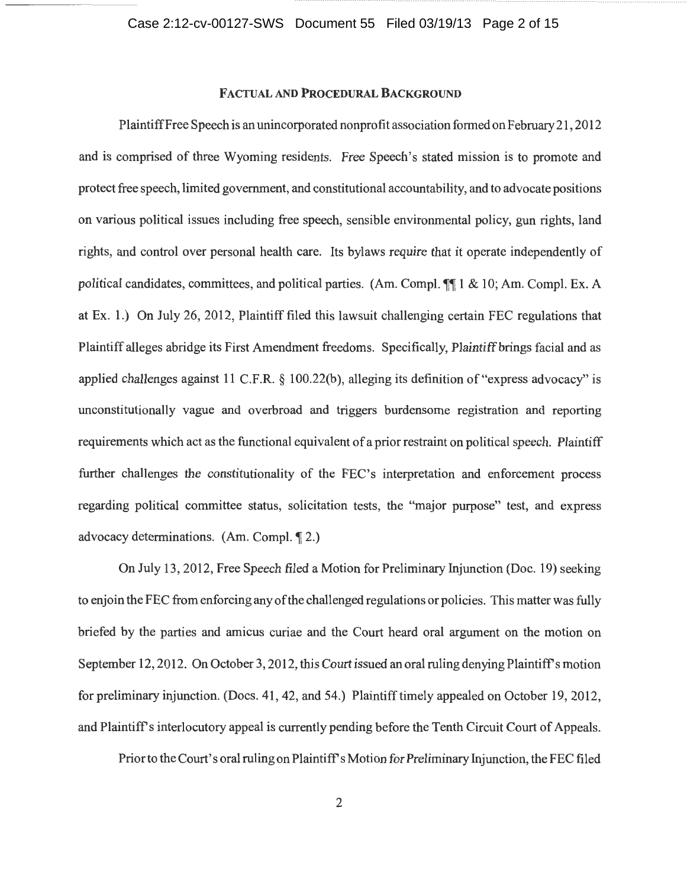## FACTUAL AND PROCEDURAL BACKGROUND

Plaintiff Free Speech is an unincorporated nonprofit association formed on February 21, 2012 and is comprised of three Wyoming residents. Free Speech's stated mission is to promote and protect free speech, limited government, and constitutional accountability, and to advocate positions on various political issues including free speech, sensible environmental policy, gun rights, land rights, and control over personal health care. Its bylaws require that it operate independently of political candidates, committees, and political parties. (Am. Compl. ¶¶ 1 & 10; Am. Compl. Ex. A at Ex. 1.) On July 26, 2012, Plaintiff filed this lawsuit challenging certain FEC regulations that Plaintiff alleges abridge its First Amendment freedoms. Specifically, Plaintiff brings facial and as applied challenges against 11 C.F.R. § 100.22(b), alleging its definition of "express advocacy" is unconstitutionally vague and overbroad and triggers burdensome registration and reporting requirements which act as the functional equivalent of a prior restraint on political speech. Plaintiff further challenges the constitutionality of the FEC's interpretation and enforcement process regarding political committee status, solicitation tests, the "major purpose" test, and express advocacy determinations. (Am. Compl. ¶ 2.)

On July 13, 2012, Free Speech filed a Motion for Preliminary Injunction (Doc. 19) seeking to enjoin the FEC from enforcing any of the challenged regulations or policies. This matter was fully briefed by the parties and amicus curiae and the Court heard oral argument on the motion on September 12, 2012. On October 3, 2012, this Court issued an oral ruling denying Plaintiff's motion for preliminary injunction. (Docs. 41, 42, and 54.) Plaintiff timely appealed on October 19, 2012, and Plaintiff's interlocutory appeal is currently pending before the Tenth Circuit Court of Appeals.

Prior to the Court's oral ruling on Plaintiff's Motion for Preliminary Injunction, the FEC filed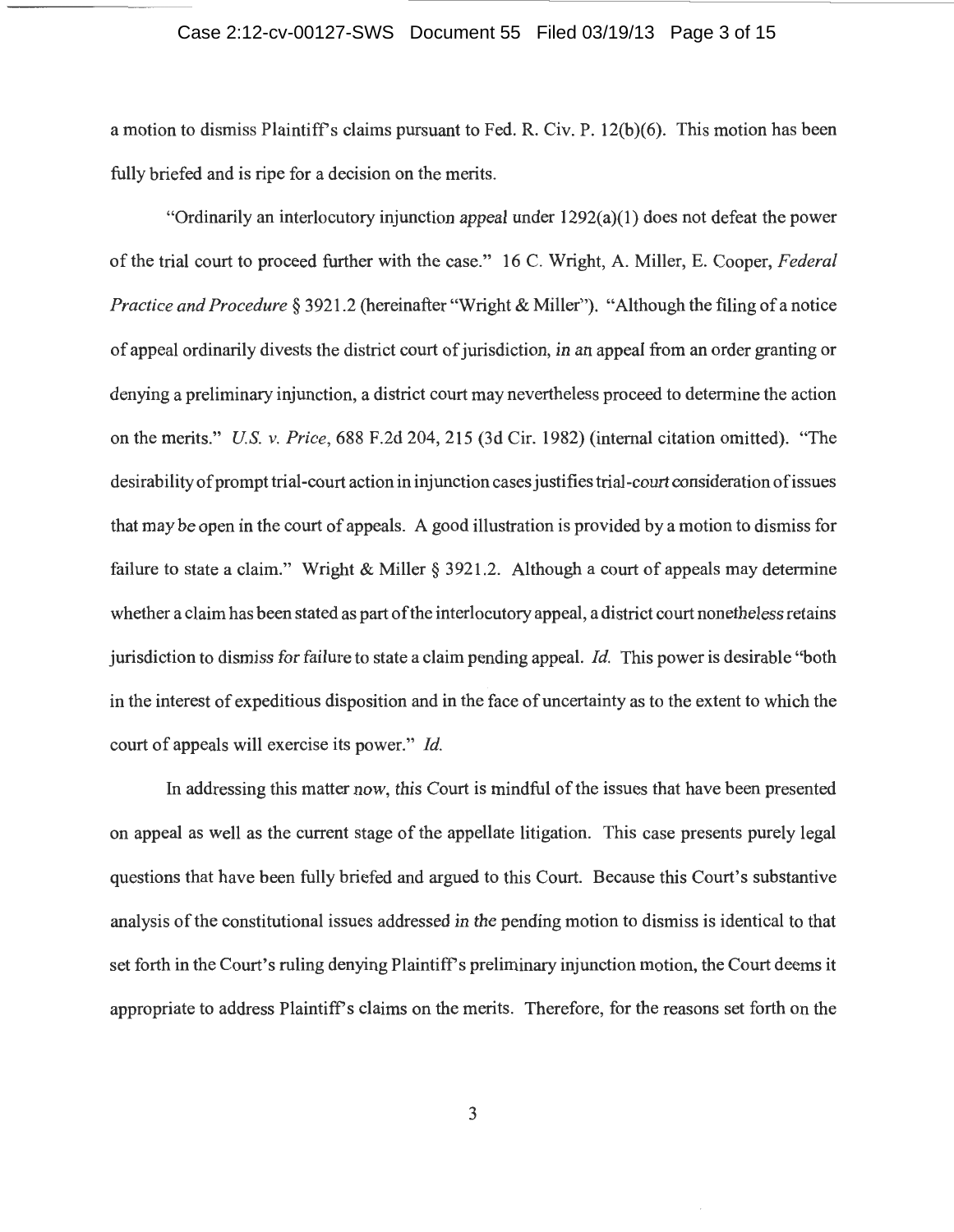a motion to dismiss Plaintiff's claims pursuant to Fed. R. Civ. P. 12(b)(6). This motion has been fully briefed and is ripe for a decision on the merits.

"Ordinarily an interlocutory injunction appeal under 1292(a)(1) does not defeat the power of the trial court to proceed further with the case." 16 C. Wright, A. Miller, E. Cooper, *Federal Practice and Procedure* § 3921.2 (hereinafter "Wright & Miller"). "Although the filing of a notice of appeal ordinarily divests the district court of jurisdiction, in an appeal from an order granting or denying a preliminary injunction, a district court may nevertheless proceed to determine the action on the merits." *U.S. v. Price*, 688 F.2d 204, 215 (3d Cir. 1982) (internal citation omitted). "The desirability of prompt trial-court action in injunction cases justifies trial-court consideration of issues that may be open in the court of appeals. A good illustration is provided by a motion to dismiss for failure to state a claim." Wright & Miller § 3921.2. Although a court of appeals may determine whether a claim has been stated as part of the interlocutory appeal, a district court nonetheless retains jurisdiction to dismiss for failure to state a claim pending appeal. *Id.* This power is desirable "both in the interest of expeditious disposition and in the face of uncertainty as to the extent to which the court of appeals will exercise its power." *Id.*

In addressing this matter now, this Court is mindful of the issues that have been presented on appeal as well as the current stage of the appellate litigation. This case presents purely legal questions that have been fully briefed and argued to this Court. Because this Court's substantive analysis of the constitutional issues addressed in the pending motion to dismiss is identical to that set forth in the Court's ruling denying Plaintiff's preliminary injunction motion, the Court deems it appropriate to address Plaintiff's claims on the merits. Therefore, for the reasons set forth on the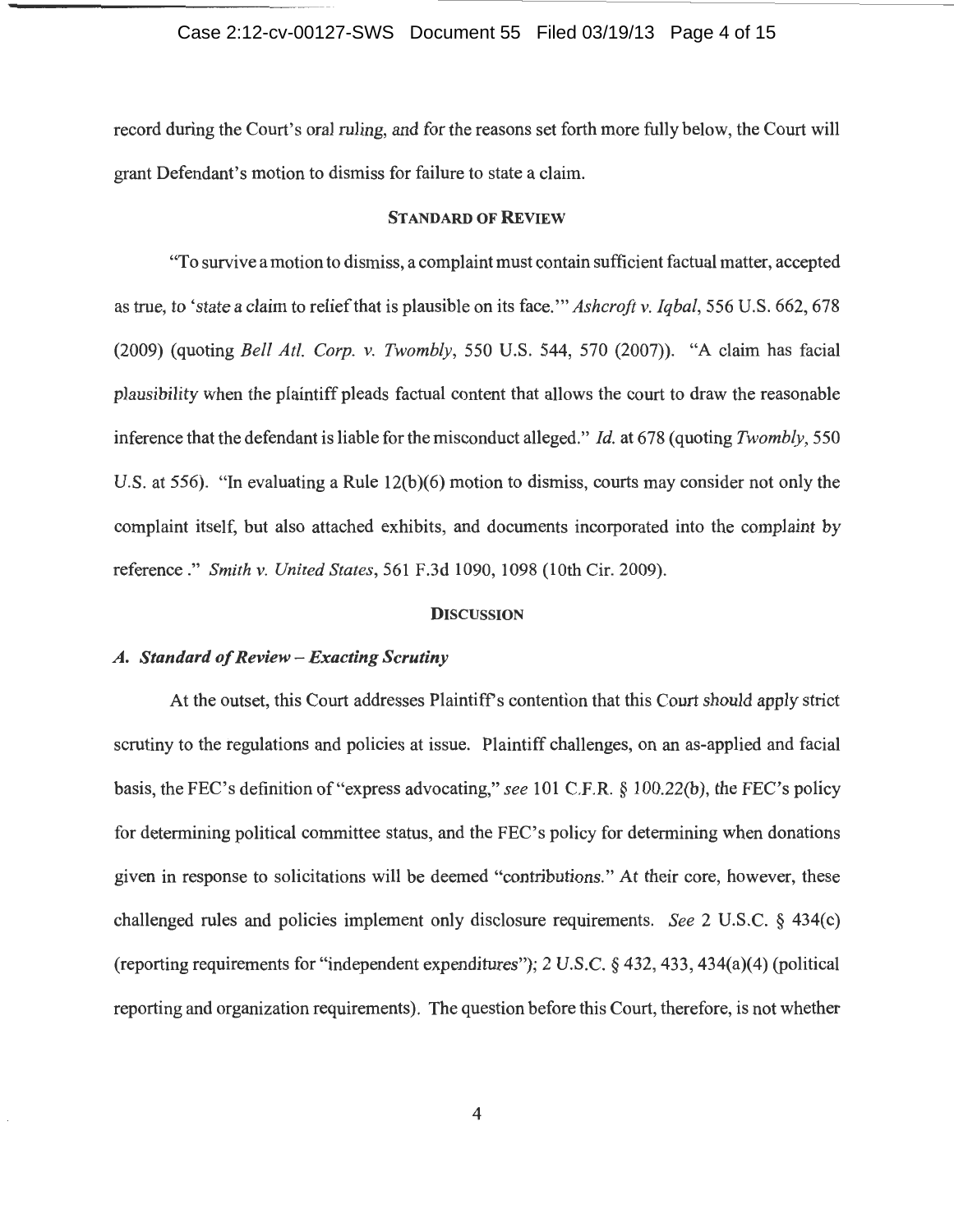record during the Court's oral ruling, and for the reasons set forth more fully below, the Court will grant Defendant's motion to dismiss for failure to state a claim.

## STANDARD OF REVIEW

"To survive a motion to dismiss, a complaint must contain sufficient factual matter, accepted as true, to 'state a claim to relief that is plausible on its face.'" *Ashcroft v. Iqbal*, 556 U.S. 662, 678 (2009) (quoting *Bell Atl. Corp. v. Twombly*, 550 U.S. 544, 570 (2007)). "A claim has facial plausibility when the plaintiff pleads factual content that allows the court to draw the reasonable inference that the defendant is liable for the misconduct alleged." *Id.* at 678 (quoting *Twombly*, 550 U.S. at 556). "In evaluating a Rule 12(b)(6) motion to dismiss, courts may consider not only the complaint itself, but also attached exhibits, and documents incorporated into the complaint by reference ." *Smith v. United States*, 561 F.3d 1090, 1098 (10th Cir. 2009).

## DISCUSSION

### *A. Standard of Review – Exacting Scrutiny*

At the outset, this Court addresses Plaintiff's contention that this Court should apply strict scrutiny to the regulations and policies at issue. Plaintiff challenges, on an as-applied and facial basis, the FEC's definition of "express advocating," *see* 101 C.F.R. § 100.22(b), the FEC's policy for determining political committee status, and the FEC's policy for determining when donations given in response to solicitations will be deemed "contributions." At their core, however, these challenged rules and policies implement only disclosure requirements. *See* 2 U.S.C. § 434(c) (reporting requirements for "independent expenditures"); 2 U.S.C. § 432, 433, 434(a)(4) (political reporting and organization requirements). The question before this Court, therefore, is not whether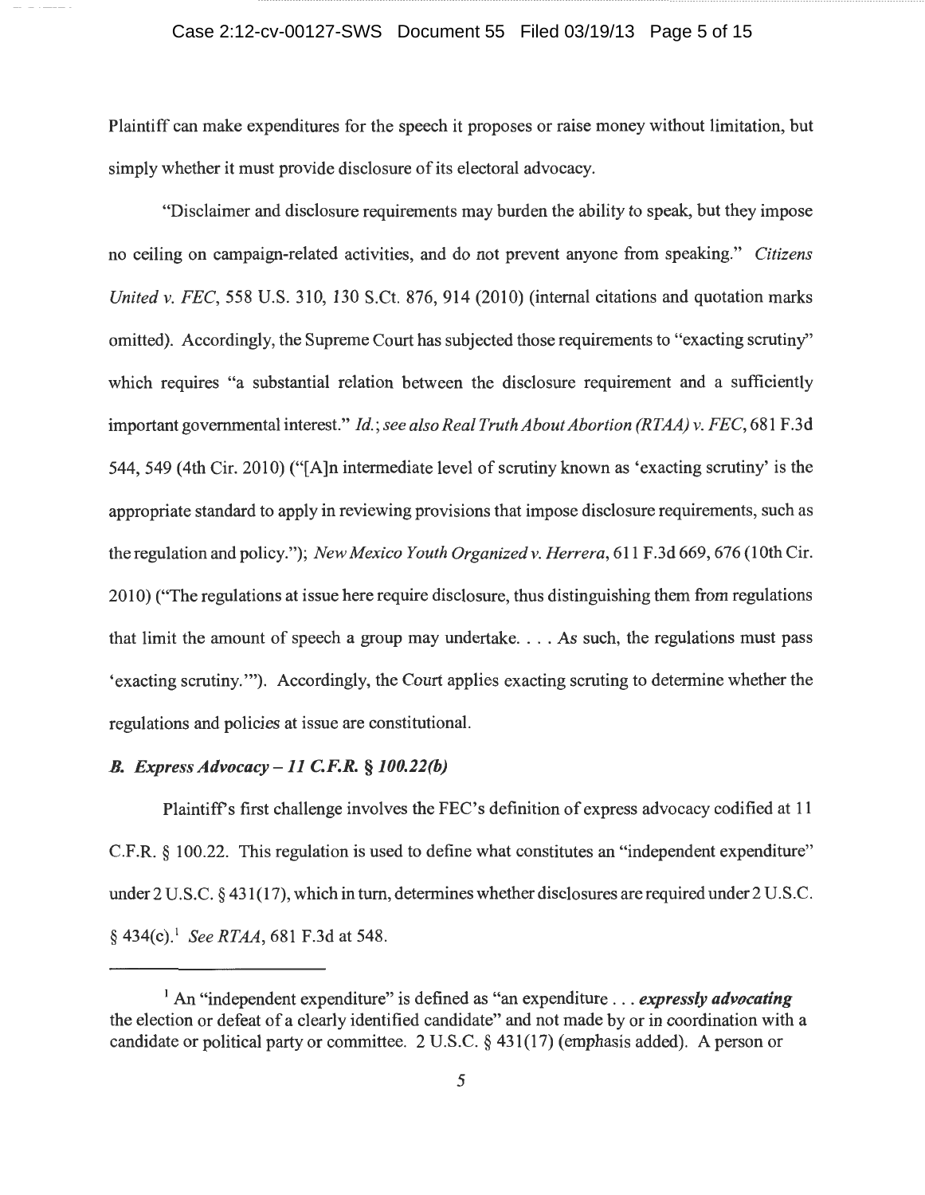Plaintiff can make expenditures for the speech it proposes or raise money without limitation, but simply whether it must provide disclosure of its electoral advocacy.

"Disclaimer and disclosure requirements may burden the ability to speak, but they impose no ceiling on campaign-related activities, and do not prevent anyone from speaking." *Citizens United v. FEC*, 558 U.S. 310, 130 S.Ct. 876, 914 (2010) (internal citations and quotation marks omitted). Accordingly, the Supreme Court has subjected those requirements to "exacting scrutiny" which requires "a substantial relation between the disclosure requirement and a sufficiently important governmental interest." *Id.*; *see also Real Truth About Abortion (RTAA) v. FEC*, 681 F.3d 544, 549 (4th Cir. 2010) ("[A]n intermediate level of scrutiny known as 'exacting scrutiny' is the appropriate standard to apply in reviewing provisions that impose disclosure requirements, such as the regulation and policy."); *New Mexico Youth Organized v. Herrera*, 611 F.3d 669, 676 (10th Cir. 2010) ("The regulations at issue here require disclosure, thus distinguishing them from regulations that limit the amount of speech a group may undertake. . . . As such, the regulations must pass 'exacting scrutiny.'"). Accordingly, the Court applies exacting scruting to determine whether the regulations and policies at issue are constitutional.

### *B. Express Advocacy – 11 C.F.R. § 100.22(b)*

Plaintiff's first challenge involves the FEC's definition of express advocacy codified at 11 C.F.R. § 100.22. This regulation is used to define what constitutes an "independent expenditure" under 2 U.S.C. § 431(17), which in turn, determines whether disclosures are required under 2 U.S.C. § 434(c).[1] *See RTAA*, 681 F.3d at 548.

---

[1] An "independent expenditure" is defined as "an expenditure . . . ***expressly advocating*** the election or defeat of a clearly identified candidate" and not made by or in coordination with a candidate or political party or committee. 2 U.S.C. § 431(17) (emphasis added). A person or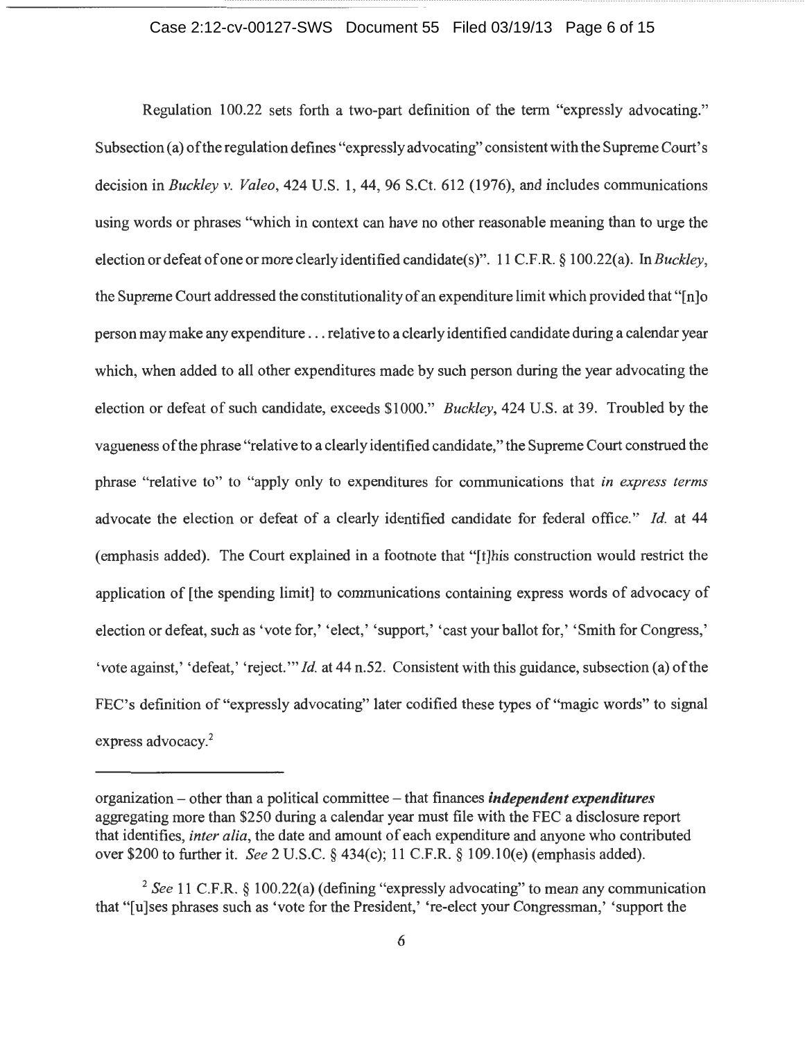Regulation 100.22 sets forth a two-part definition of the term "expressly advocating." Subsection (a) of the regulation defines "expressly advocating" consistent with the Supreme Court's decision in *Buckley v. Valeo*, 424 U.S. 1, 44, 96 S.Ct. 612 (1976), and includes communications using words or phrases "which in context can have no other reasonable meaning than to urge the election or defeat of one or more clearly identified candidate(s)". 11 C.F.R. § 100.22(a). In *Buckley*, the Supreme Court addressed the constitutionality of an expenditure limit which provided that "[n]o person may make any expenditure . . . relative to a clearly identified candidate during a calendar year which, when added to all other expenditures made by such person during the year advocating the election or defeat of such candidate, exceeds $1000." *Buckley*, 424 U.S. at 39. Troubled by the vagueness of the phrase "relative to a clearly identified candidate," the Supreme Court construed the phrase "relative to" to "apply only to expenditures for communications that *in express terms* advocate the election or defeat of a clearly identified candidate for federal office." *Id.* at 44 (emphasis added). The Court explained in a footnote that "[t]his construction would restrict the application of [the spending limit] to communications containing express words of advocacy of election or defeat, such as 'vote for,' 'elect,' 'support,' 'cast your ballot for,' 'Smith for Congress,' 'vote against,' 'defeat,' 'reject.'" *Id.* at 44 n.52. Consistent with this guidance, subsection (a) of the FEC's definition of "expressly advocating" later codified these types of "magic words" to signal express advocacy.[2]

---

organization – other than a political committee – that finances ***independent expenditures*** aggregating more than $250 during a calendar year must file with the FEC a disclosure report that identifies, *inter alia*, the date and amount of each expenditure and anyone who contributed over $200 to further it. *See* 2 U.S.C. § 434(c); 11 C.F.R. § 109.10(e) (emphasis added).

[2] *See* 11 C.F.R. § 100.22(a) (defining "expressly advocating" to mean any communication that "[u]ses phrases such as 'vote for the President,' 're-elect your Congressman,' 'support the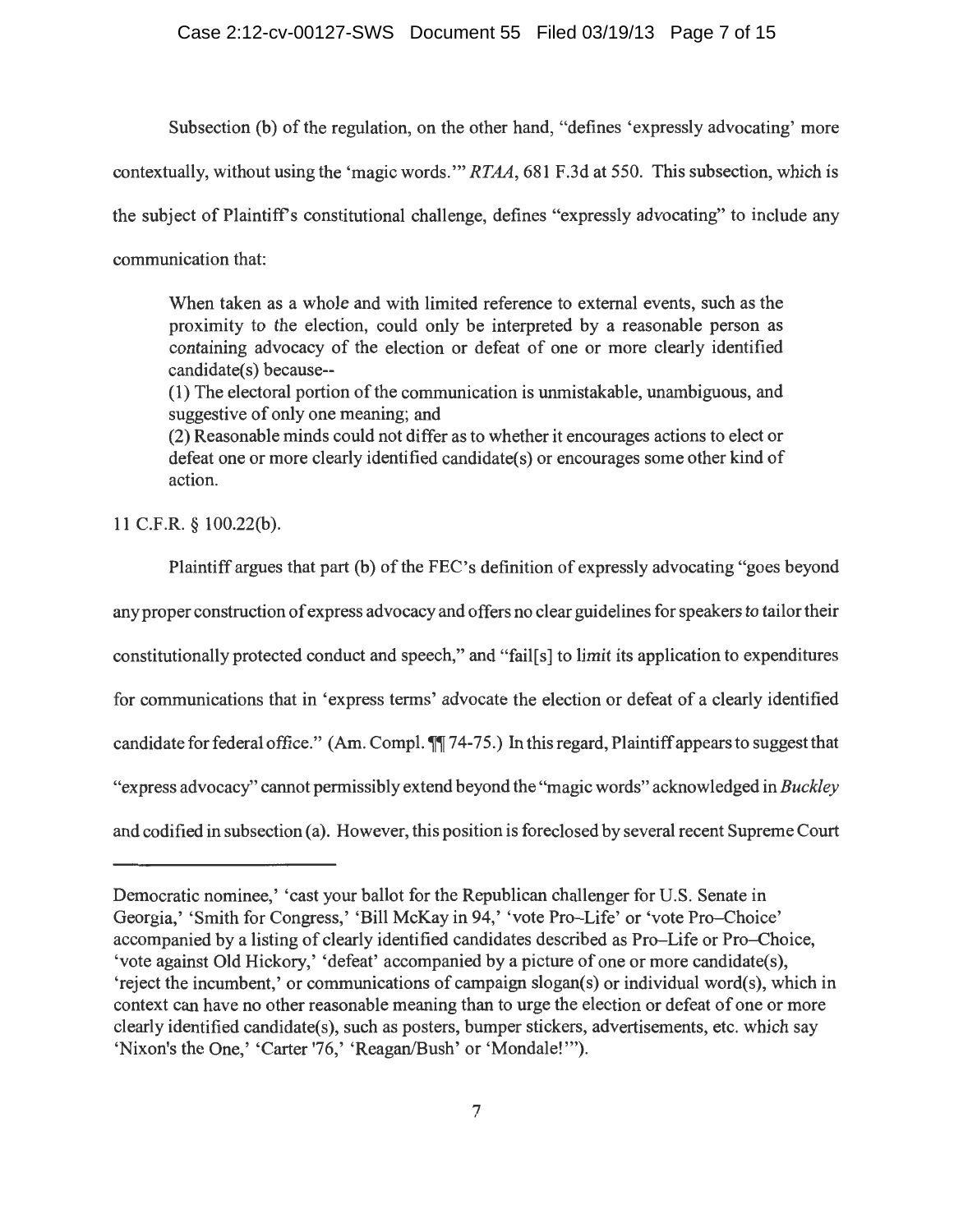Subsection (b) of the regulation, on the other hand, "defines 'expressly advocating' more contextually, without using the 'magic words.'" *RTAA*, 681 F.3d at 550. This subsection, which is the subject of Plaintiff's constitutional challenge, defines "expressly advocating" to include any communication that:

> When taken as a whole and with limited reference to external events, such as the proximity to the election, could only be interpreted by a reasonable person as containing advocacy of the election or defeat of one or more clearly identified candidate(s) because--
> (1) The electoral portion of the communication is unmistakable, unambiguous, and suggestive of only one meaning; and
> (2) Reasonable minds could not differ as to whether it encourages actions to elect or defeat one or more clearly identified candidate(s) or encourages some other kind of action.

11 C.F.R. § 100.22(b).

Plaintiff argues that part (b) of the FEC's definition of expressly advocating "goes beyond any proper construction of express advocacy and offers no clear guidelines for speakers to tailor their constitutionally protected conduct and speech," and "fail[s] to limit its application to expenditures for communications that in 'express terms' advocate the election or defeat of a clearly identified candidate for federal office." (Am. Compl. ¶¶ 74-75.) In this regard, Plaintiff appears to suggest that "express advocacy" cannot permissibly extend beyond the "magic words" acknowledged in *Buckley* and codified in subsection (a). However, this position is foreclosed by several recent Supreme Court

---

Democratic nominee,' 'cast your ballot for the Republican challenger for U.S. Senate in Georgia,' 'Smith for Congress,' 'Bill McKay in 94,' 'vote Pro–Life' or 'vote Pro–Choice' accompanied by a listing of clearly identified candidates described as Pro–Life or Pro–Choice, 'vote against Old Hickory,' 'defeat' accompanied by a picture of one or more candidate(s), 'reject the incumbent,' or communications of campaign slogan(s) or individual word(s), which in context can have no other reasonable meaning than to urge the election or defeat of one or more clearly identified candidate(s), such as posters, bumper stickers, advertisements, etc. which say 'Nixon's the One,' 'Carter '76,' 'Reagan/Bush' or 'Mondale!'").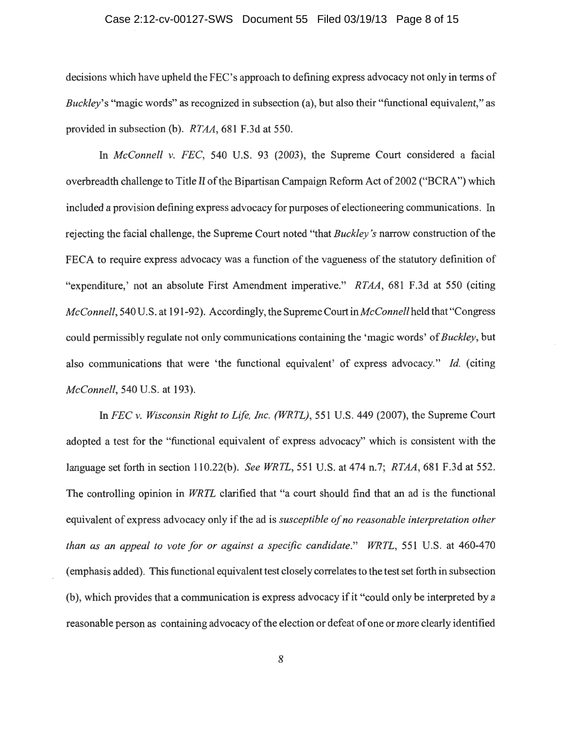decisions which have upheld the FEC's approach to defining express advocacy not only in terms of *Buckley*'s "magic words" as recognized in subsection (a), but also their "functional equivalent," as provided in subsection (b). *RTAA*, 681 F.3d at 550.

In *McConnell v. FEC*, 540 U.S. 93 (2003), the Supreme Court considered a facial overbreadth challenge to Title II of the Bipartisan Campaign Reform Act of 2002 ("BCRA") which included a provision defining express advocacy for purposes of electioneering communications. In rejecting the facial challenge, the Supreme Court noted "that *Buckley's* narrow construction of the FECA to require express advocacy was a function of the vagueness of the statutory definition of "expenditure,' not an absolute First Amendment imperative." *RTAA*, 681 F.3d at 550 (citing *McConnell*, 540 U.S. at 191-92). Accordingly, the Supreme Court in *McConnell* held that "Congress could permissibly regulate not only communications containing the 'magic words' of *Buckley*, but also communications that were 'the functional equivalent' of express advocacy." *Id.* (citing *McConnell*, 540 U.S. at 193).

In *FEC v. Wisconsin Right to Life, Inc. (WRTL)*, 551 U.S. 449 (2007), the Supreme Court adopted a test for the "functional equivalent of express advocacy" which is consistent with the language set forth in section 110.22(b). *See WRTL*, 551 U.S. at 474 n.7; *RTAA*, 681 F.3d at 552. The controlling opinion in *WRTL* clarified that "a court should find that an ad is the functional equivalent of express advocacy only if the ad is *susceptible of no reasonable interpretation other than as an appeal to vote for or against a specific candidate*." *WRTL*, 551 U.S. at 460-470 (emphasis added). This functional equivalent test closely correlates to the test set forth in subsection (b), which provides that a communication is express advocacy if it "could only be interpreted by a reasonable person as containing advocacy of the election or defeat of one or more clearly identified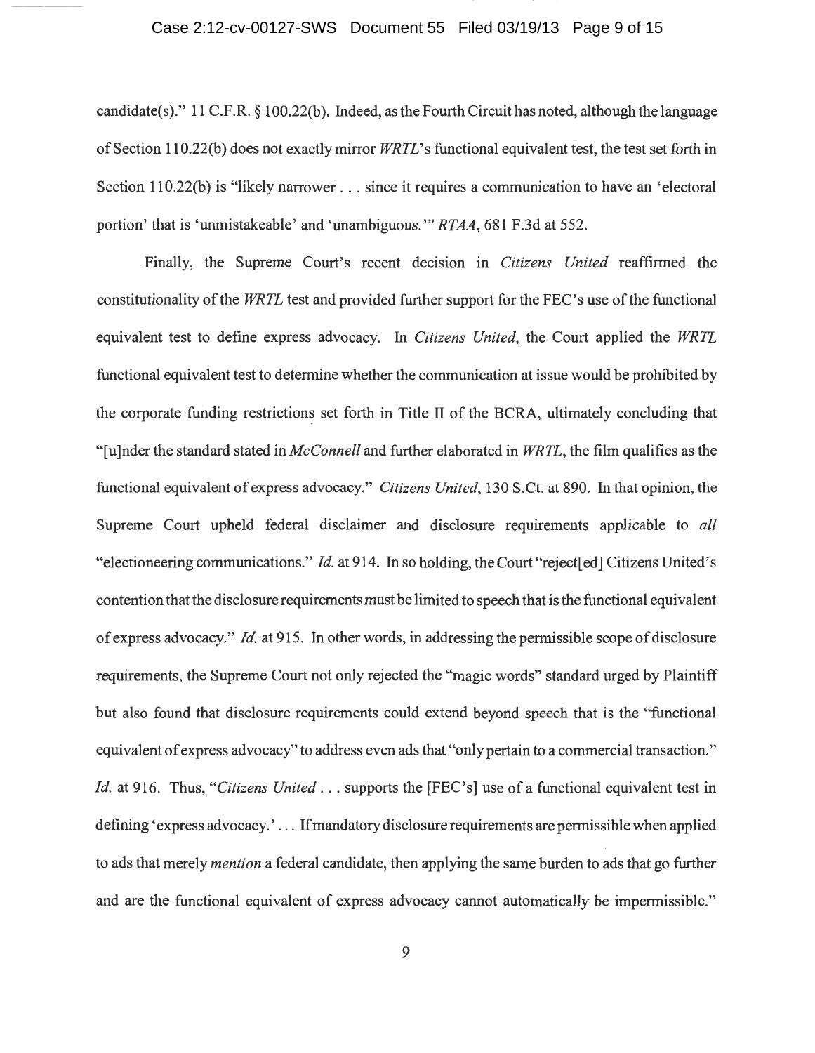candidate(s)." 11 C.F.R. § 100.22(b). Indeed, as the Fourth Circuit has noted, although the language of Section 110.22(b) does not exactly mirror *WRTL*'s functional equivalent test, the test set forth in Section 110.22(b) is "likely narrower . . . since it requires a communication to have an 'electoral portion' that is 'unmistakeable' and 'unambiguous.'" *RTAA*, 681 F.3d at 552.

Finally, the Supreme Court's recent decision in *Citizens United* reaffirmed the constitutionality of the *WRTL* test and provided further support for the FEC's use of the functional equivalent test to define express advocacy. In *Citizens United*, the Court applied the *WRTL* functional equivalent test to determine whether the communication at issue would be prohibited by the corporate funding restrictions set forth in Title II of the BCRA, ultimately concluding that "[u]nder the standard stated in *McConnell* and further elaborated in *WRTL*, the film qualifies as the functional equivalent of express advocacy." *Citizens United*, 130 S.Ct. at 890. In that opinion, the Supreme Court upheld federal disclaimer and disclosure requirements applicable to *all* "electioneering communications." *Id.* at 914. In so holding, the Court "reject[ed] Citizens United's contention that the disclosure requirements must be limited to speech that is the functional equivalent of express advocacy." *Id.* at 915. In other words, in addressing the permissible scope of disclosure requirements, the Supreme Court not only rejected the "magic words" standard urged by Plaintiff but also found that disclosure requirements could extend beyond speech that is the "functional equivalent of express advocacy" to address even ads that "only pertain to a commercial transaction." *Id.* at 916. Thus, "*Citizens United* . . . supports the [FEC's] use of a functional equivalent test in defining 'express advocacy.' . . . If mandatory disclosure requirements are permissible when applied to ads that merely *mention* a federal candidate, then applying the same burden to ads that go further and are the functional equivalent of express advocacy cannot automatically be impermissible."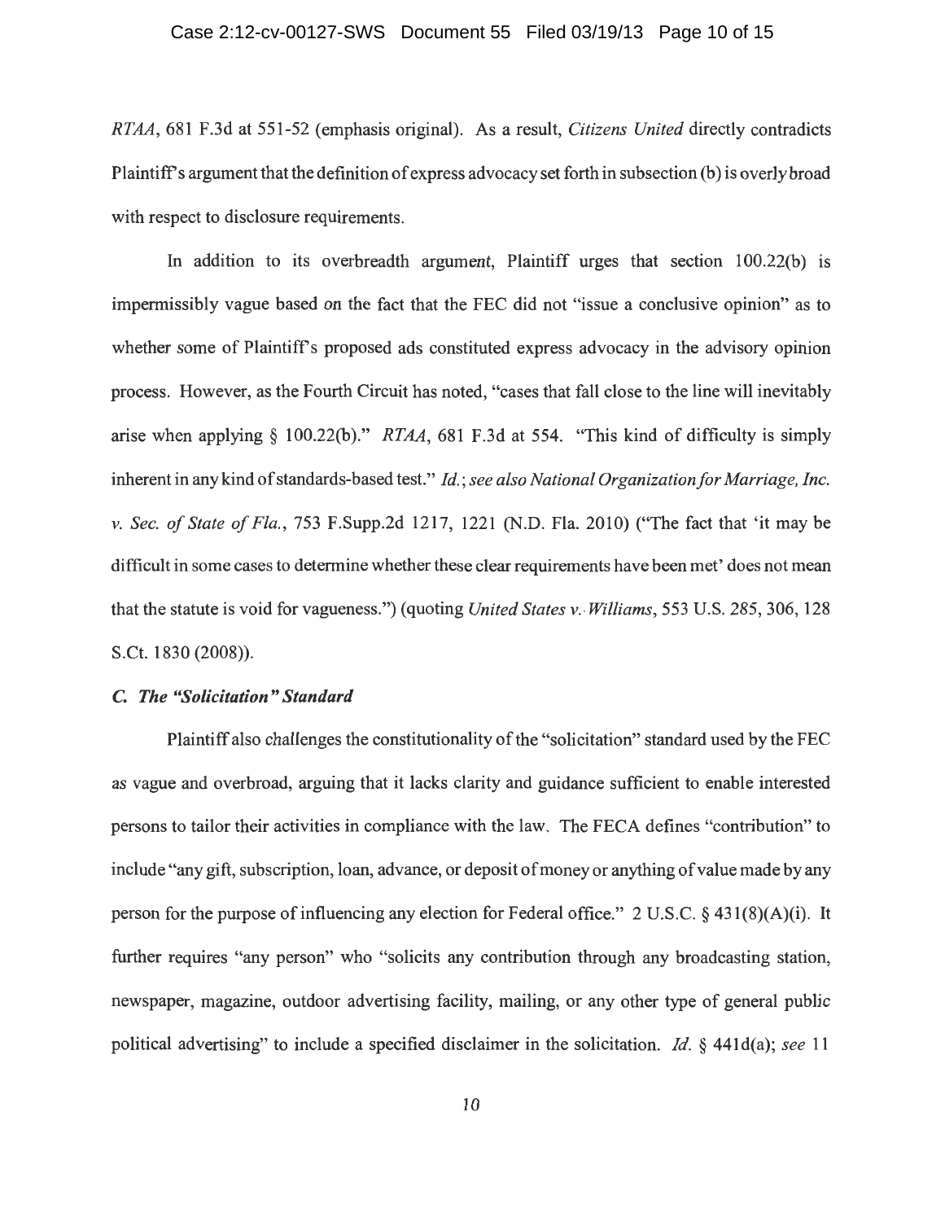*RTAA*, 681 F.3d at 551-52 (emphasis original). As a result, *Citizens United* directly contradicts Plaintiff's argument that the definition of express advocacy set forth in subsection (b) is overly broad with respect to disclosure requirements.

In addition to its overbreadth argument, Plaintiff urges that section 100.22(b) is impermissibly vague based on the fact that the FEC did not "issue a conclusive opinion" as to whether some of Plaintiff's proposed ads constituted express advocacy in the advisory opinion process. However, as the Fourth Circuit has noted, "cases that fall close to the line will inevitably arise when applying § 100.22(b)." *RTAA*, 681 F.3d at 554. "This kind of difficulty is simply inherent in any kind of standards-based test." *Id.*; *see also National Organization for Marriage, Inc. v. Sec. of State of Fla.*, 753 F.Supp.2d 1217, 1221 (N.D. Fla. 2010) ("The fact that 'it may be difficult in some cases to determine whether these clear requirements have been met' does not mean that the statute is void for vagueness.") (quoting *United States v. Williams*, 553 U.S. 285, 306, 128 S.Ct. 1830 (2008)).

### *C. The "Solicitation" Standard*

Plaintiff also challenges the constitutionality of the "solicitation" standard used by the FEC as vague and overbroad, arguing that it lacks clarity and guidance sufficient to enable interested persons to tailor their activities in compliance with the law. The FECA defines "contribution" to include "any gift, subscription, loan, advance, or deposit of money or anything of value made by any person for the purpose of influencing any election for Federal office." 2 U.S.C. § 431(8)(A)(i). It further requires "any person" who "solicits any contribution through any broadcasting station, newspaper, magazine, outdoor advertising facility, mailing, or any other type of general public political advertising" to include a specified disclaimer in the solicitation. *Id.* § 441d(a); *see* 11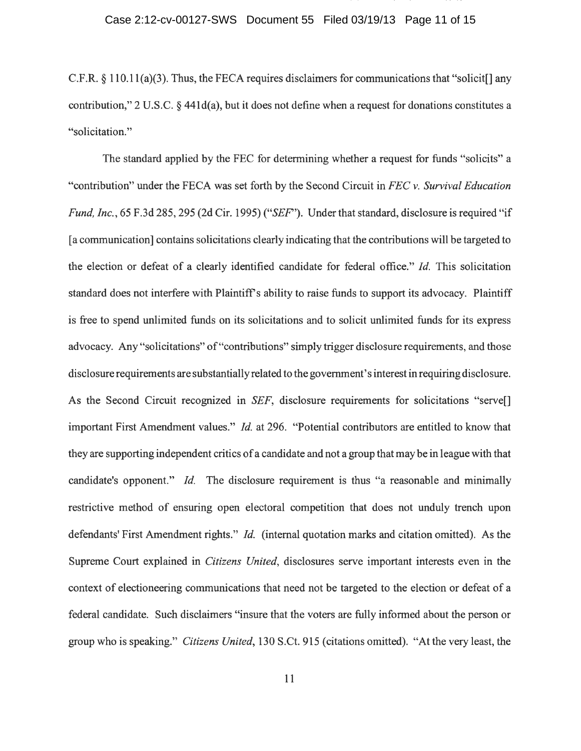C.F.R. § 110.11(a)(3). Thus, the FECA requires disclaimers for communications that "solicit[] any contribution," 2 U.S.C. § 441d(a), but it does not define when a request for donations constitutes a "solicitation."

The standard applied by the FEC for determining whether a request for funds "solicits" a "contribution" under the FECA was set forth by the Second Circuit in *FEC v. Survival Education Fund, Inc.*, 65 F.3d 285, 295 (2d Cir. 1995) ("*SEF*"). Under that standard, disclosure is required "if [a communication] contains solicitations clearly indicating that the contributions will be targeted to the election or defeat of a clearly identified candidate for federal office." *Id.* This solicitation standard does not interfere with Plaintiff's ability to raise funds to support its advocacy. Plaintiff is free to spend unlimited funds on its solicitations and to solicit unlimited funds for its express advocacy. Any "solicitations" of "contributions" simply trigger disclosure requirements, and those disclosure requirements are substantially related to the government's interest in requiring disclosure. As the Second Circuit recognized in *SEF*, disclosure requirements for solicitations "serve[] important First Amendment values." *Id.* at 296. "Potential contributors are entitled to know that they are supporting independent critics of a candidate and not a group that may be in league with that candidate's opponent." *Id.* The disclosure requirement is thus "a reasonable and minimally restrictive method of ensuring open electoral competition that does not unduly trench upon defendants' First Amendment rights." *Id.* (internal quotation marks and citation omitted). As the Supreme Court explained in *Citizens United*, disclosures serve important interests even in the context of electioneering communications that need not be targeted to the election or defeat of a federal candidate. Such disclaimers "insure that the voters are fully informed about the person or group who is speaking." *Citizens United*, 130 S.Ct. 915 (citations omitted). "At the very least, the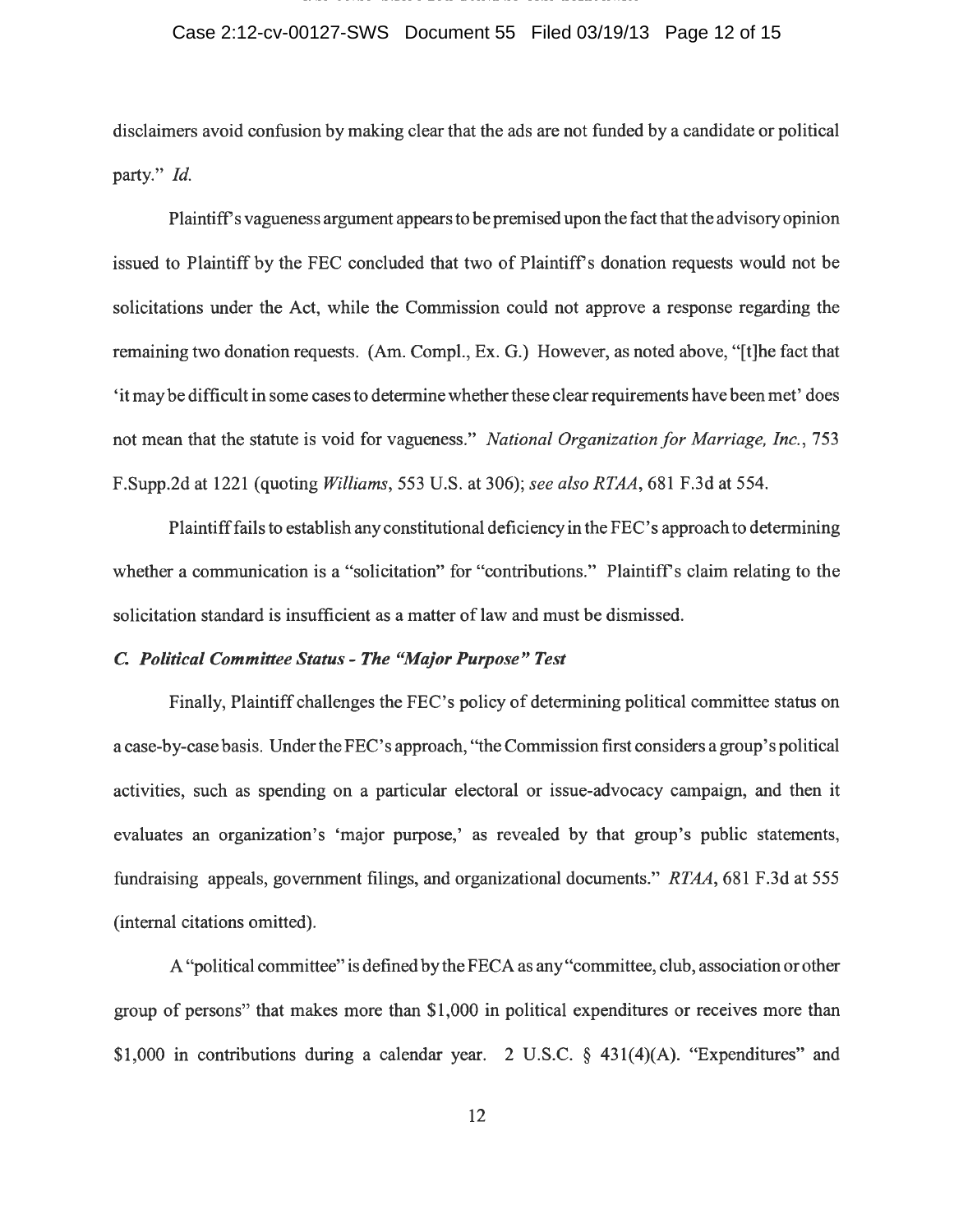disclaimers avoid confusion by making clear that the ads are not funded by a candidate or political party." *Id.*

Plaintiff's vagueness argument appears to be premised upon the fact that the advisory opinion issued to Plaintiff by the FEC concluded that two of Plaintiff's donation requests would not be solicitations under the Act, while the Commission could not approve a response regarding the remaining two donation requests. (Am. Compl., Ex. G.) However, as noted above, "[t]he fact that 'it may be difficult in some cases to determine whether these clear requirements have been met' does not mean that the statute is void for vagueness." *National Organization for Marriage, Inc.*, 753 F.Supp.2d at 1221 (quoting *Williams*, 553 U.S. at 306); *see also RTAA*, 681 F.3d at 554.

Plaintiff fails to establish any constitutional deficiency in the FEC's approach to determining whether a communication is a "solicitation" for "contributions." Plaintiff's claim relating to the solicitation standard is insufficient as a matter of law and must be dismissed.

### *C. Political Committee Status - The "Major Purpose" Test*

Finally, Plaintiff challenges the FEC's policy of determining political committee status on a case-by-case basis. Under the FEC's approach, "the Commission first considers a group's political activities, such as spending on a particular electoral or issue-advocacy campaign, and then it evaluates an organization's 'major purpose,' as revealed by that group's public statements, fundraising appeals, government filings, and organizational documents." *RTAA*, 681 F.3d at 555 (internal citations omitted).

A "political committee" is defined by the FECA as any "committee, club, association or other group of persons" that makes more than $1,000 in political expenditures or receives more than $1,000 in contributions during a calendar year. 2 U.S.C. § 431(4)(A). "Expenditures" and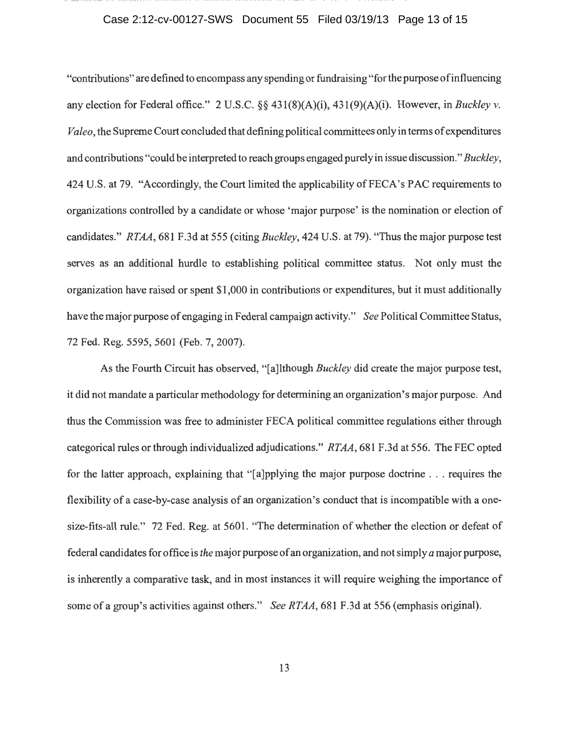"contributions" are defined to encompass any spending or fundraising "for the purpose of influencing any election for Federal office." 2 U.S.C. §§ 431(8)(A)(i), 431(9)(A)(i). However, in *Buckley v. Valeo*, the Supreme Court concluded that defining political committees only in terms of expenditures and contributions "could be interpreted to reach groups engaged purely in issue discussion." *Buckley*, 424 U.S. at 79. "Accordingly, the Court limited the applicability of FECA's PAC requirements to organizations controlled by a candidate or whose 'major purpose' is the nomination or election of candidates." *RTAA*, 681 F.3d at 555 (citing *Buckley*, 424 U.S. at 79). "Thus the major purpose test serves as an additional hurdle to establishing political committee status. Not only must the organization have raised or spent $1,000 in contributions or expenditures, but it must additionally have the major purpose of engaging in Federal campaign activity." *See* Political Committee Status, 72 Fed. Reg. 5595, 5601 (Feb. 7, 2007).

As the Fourth Circuit has observed, "[a]lthough *Buckley* did create the major purpose test, it did not mandate a particular methodology for determining an organization's major purpose. And thus the Commission was free to administer FECA political committee regulations either through categorical rules or through individualized adjudications." *RTAA*, 681 F.3d at 556. The FEC opted for the latter approach, explaining that "[a]pplying the major purpose doctrine . . . requires the flexibility of a case-by-case analysis of an organization's conduct that is incompatible with a one-size-fits-all rule." 72 Fed. Reg. at 5601. "The determination of whether the election or defeat of federal candidates for office is *the* major purpose of an organization, and not simply *a* major purpose, is inherently a comparative task, and in most instances it will require weighing the importance of some of a group's activities against others." *See RTAA*, 681 F.3d at 556 (emphasis original).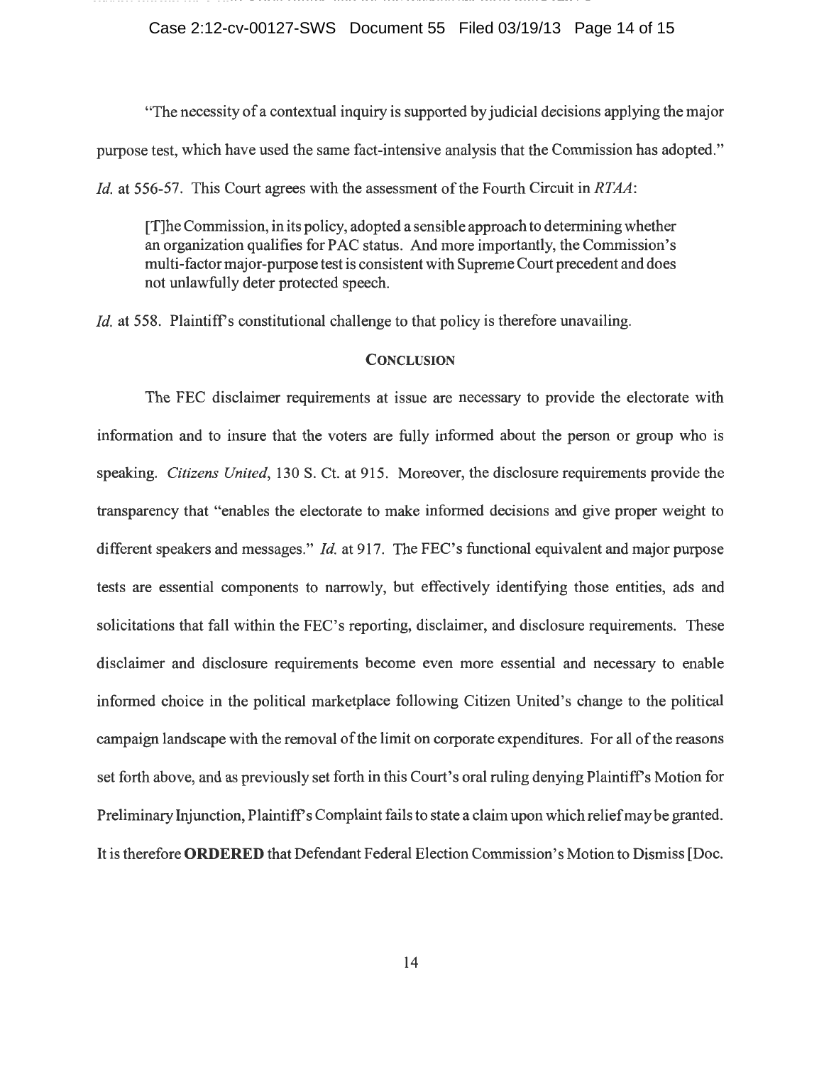"The necessity of a contextual inquiry is supported by judicial decisions applying the major purpose test, which have used the same fact-intensive analysis that the Commission has adopted." *Id.* at 556-57. This Court agrees with the assessment of the Fourth Circuit in *RTAA*:

> [T]he Commission, in its policy, adopted a sensible approach to determining whether an organization qualifies for PAC status. And more importantly, the Commission's multi-factor major-purpose test is consistent with Supreme Court precedent and does not unlawfully deter protected speech.

*Id.* at 558. Plaintiff's constitutional challenge to that policy is therefore unavailing.

## CONCLUSION

The FEC disclaimer requirements at issue are necessary to provide the electorate with information and to insure that the voters are fully informed about the person or group who is speaking. *Citizens United*, 130 S. Ct. at 915. Moreover, the disclosure requirements provide the transparency that "enables the electorate to make informed decisions and give proper weight to different speakers and messages." *Id.* at 917. The FEC's functional equivalent and major purpose tests are essential components to narrowly, but effectively identifying those entities, ads and solicitations that fall within the FEC's reporting, disclaimer, and disclosure requirements. These disclaimer and disclosure requirements become even more essential and necessary to enable informed choice in the political marketplace following Citizen United's change to the political campaign landscape with the removal of the limit on corporate expenditures. For all of the reasons set forth above, and as previously set forth in this Court's oral ruling denying Plaintiff's Motion for Preliminary Injunction, Plaintiff's Complaint fails to state a claim upon which relief may be granted. It is therefore **ORDERED** that Defendant Federal Election Commission's Motion to Dismiss [Doc.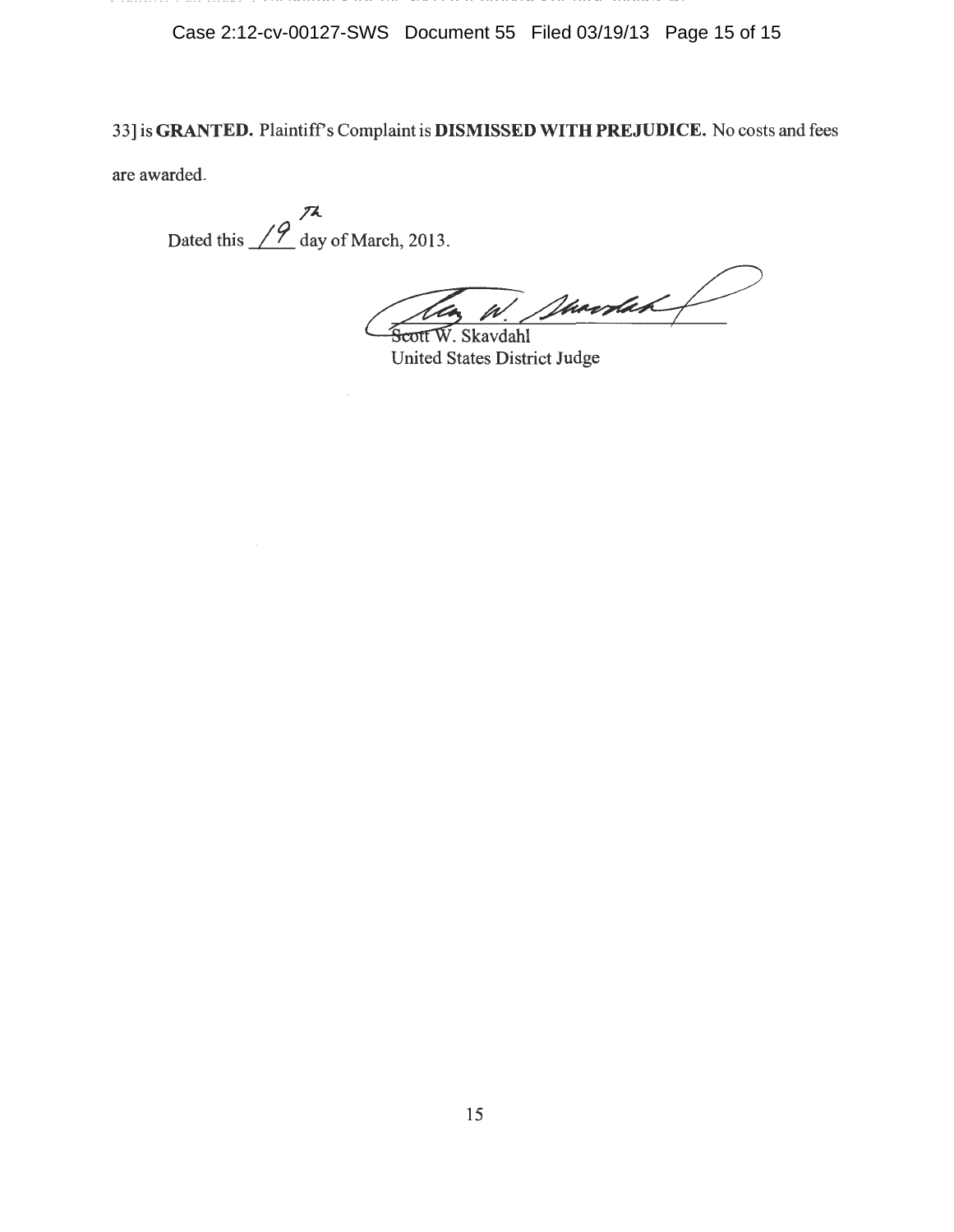33] is **GRANTED.** Plaintiff's Complaint is **DISMISSED WITH PREJUDICE.** No costs and fees are awarded.

Dated this 19th day of March, 2013.

Scott W. Skavdahl
United States District Judge